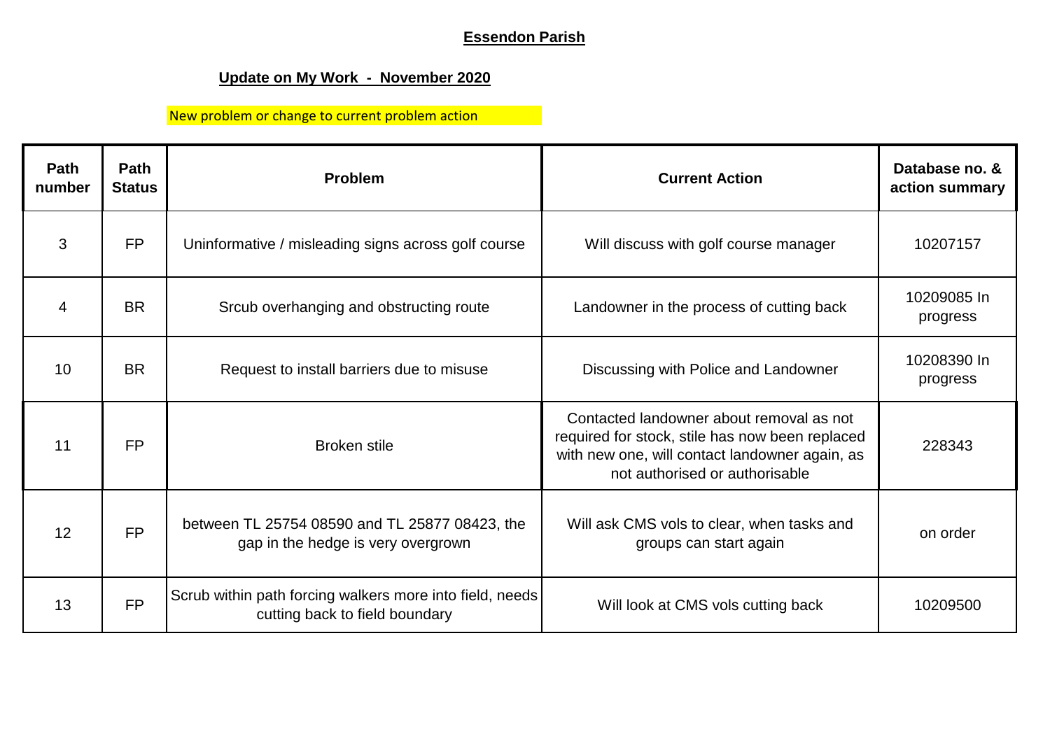**Essendon Parish**

**Update on My Work - November 2020**

New problem or change to current problem action

| Path number | Path Status | Problem | Current Action | Database no. & action summary |
|---|---|---|---|---|
| 3 | FP | Uninformative / misleading signs across golf course | Will discuss with golf course manager | 10207157 |
| 4 | BR | Srcub overhanging and obstructing route | Landowner in the process of cutting back | 10209085 In progress |
| 10 | BR | Request to install barriers due to misuse | Discussing with Police and Landowner | 10208390 In progress |
| 11 | FP | Broken stile | Contacted landowner about removal as not required for stock, stile has now been replaced with new one, will contact landowner again, as not authorised or authorisable | 228343 |
| 12 | FP | between TL 25754 08590 and TL 25877 08423, the gap in the hedge is very overgrown | Will ask CMS vols to clear, when tasks and groups can start again | on order |
| 13 | FP | Scrub within path forcing walkers more into field, needs cutting back to field boundary | Will look at CMS vols cutting back | 10209500 |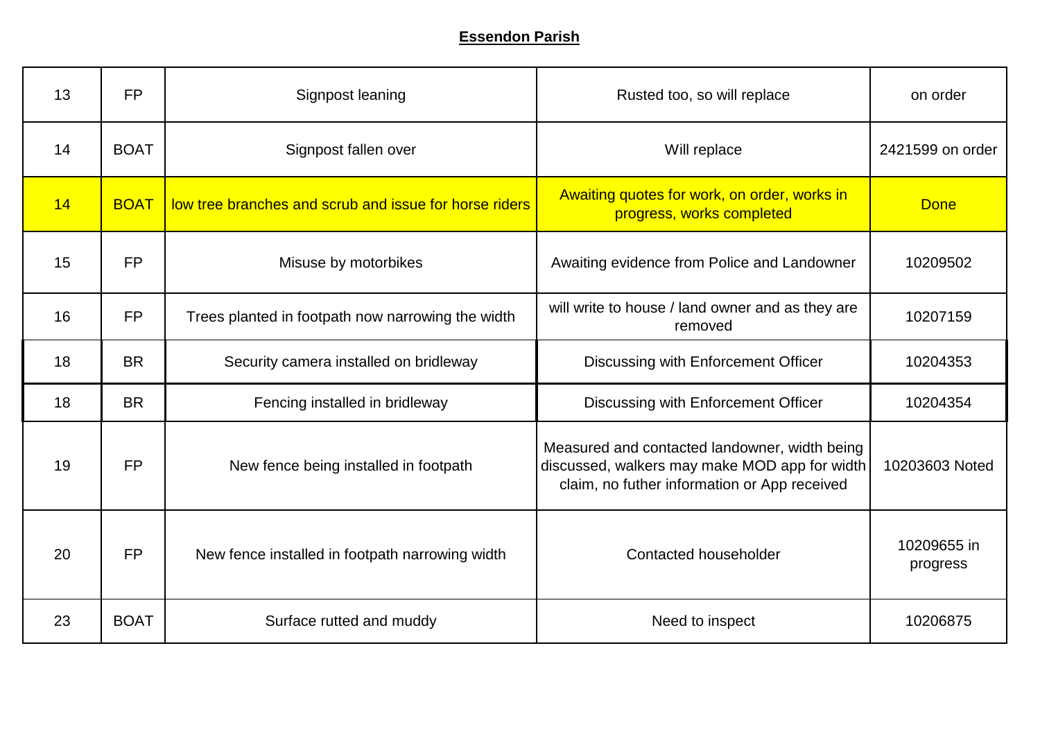**Essendon Parish**

| | | | | |
|---|---|---|---|---|
| 13 | FP | Signpost leaning | Rusted too, so will replace | on order |
| 14 | BOAT | Signpost fallen over | Will replace | 2421599 on order |
| 14 | BOAT | low tree branches and scrub and issue for horse riders | Awaiting quotes for work, on order, works in progress, works completed | Done |
| 15 | FP | Misuse by motorbikes | Awaiting evidence from Police and Landowner | 10209502 |
| 16 | FP | Trees planted in footpath now narrowing the width | will write to house / land owner and as they are removed | 10207159 |
| 18 | BR | Security camera installed on bridleway | Discussing with Enforcement Officer | 10204353 |
| 18 | BR | Fencing installed in bridleway | Discussing with Enforcement Officer | 10204354 |
| 19 | FP | New fence being installed in footpath | Measured and contacted landowner, width being discussed, walkers may make MOD app for width claim, no futher information or App received | 10203603 Noted |
| 20 | FP | New fence installed in footpath narrowing width | Contacted householder | 10209655 in progress |
| 23 | BOAT | Surface rutted and muddy | Need to inspect | 10206875 |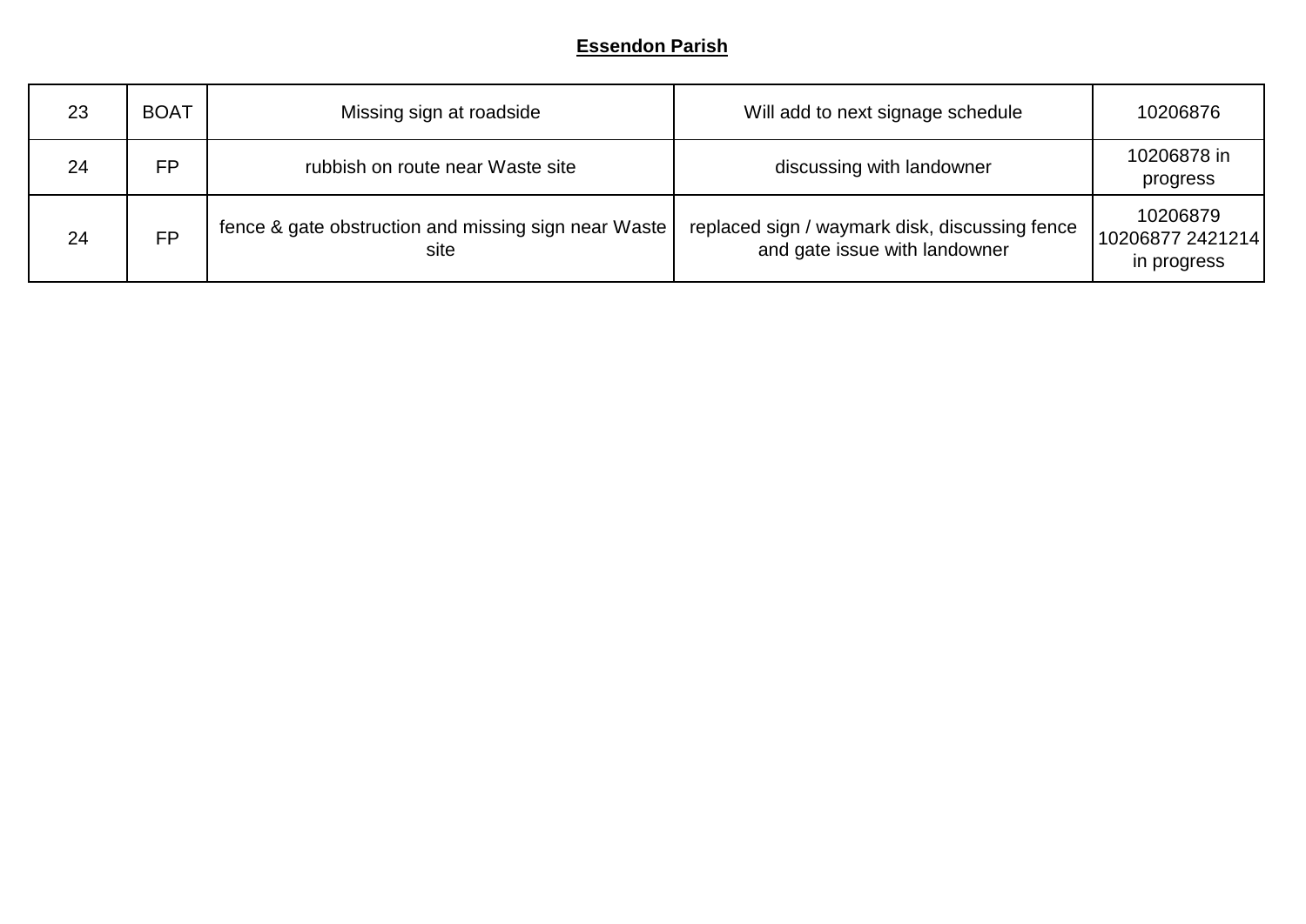**Essendon Parish**

| | | | | |
|---|---|---|---|---|
| 23 | BOAT | Missing sign at roadside | Will add to next signage schedule | 10206876 |
| 24 | FP | rubbish on route near Waste site | discussing with landowner | 10206878 in progress |
| 24 | FP | fence & gate obstruction and missing sign near Waste site | replaced sign / waymark disk, discussing fence and gate issue with landowner | 10206879 10206877 2421214 in progress |